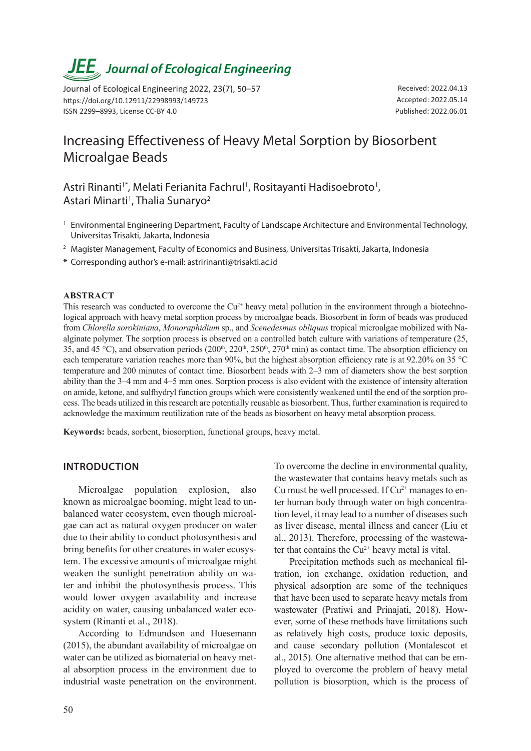# Increasing Effectiveness of Heavy Metal Sorption by Biosorbent Microalgae Beads

Astri Rinanti[1*], Melati Ferianita Fachrul[1], Rositayanti Hadisoebroto[1], Astari Minarti[1], Thalia Sunaryo[2]

[1] Environmental Engineering Department, Faculty of Landscape Architecture and Environmental Technology, Universitas Trisakti, Jakarta, Indonesia

[2] Magister Management, Faculty of Economics and Business, Universitas Trisakti, Jakarta, Indonesia

* Corresponding author's e-mail: astririnanti@trisakti.ac.id

Received: 2022.04.13
Accepted: 2022.05.14
Published: 2022.06.01

## ABSTRACT

This research was conducted to overcome the $Cu^{2+}$ heavy metal pollution in the environment through a biotechnological approach with heavy metal sorption process by microalgae beads. Biosorbent in form of beads was produced from *Chlorella sorokiniana*, *Monoraphidium* sp., and *Scenedesmus obliquus* tropical microalgae mobilized with Na-alginate polymer. The sorption process is observed on a controlled batch culture with variations of temperature (25, 35, and 45 °C), and observation periods (200th, 220th, 250th, 270th min) as contact time. The absorption efficiency on each temperature variation reaches more than 90%, but the highest absorption efficiency rate is at 92.20% on 35 °C temperature and 200 minutes of contact time. Biosorbent beads with 2–3 mm of diameters show the best sorption ability than the 3–4 mm and 4–5 mm ones. Sorption process is also evident with the existence of intensity alteration on amide, ketone, and sulfhydryl function groups which were consistently weakened until the end of the sorption process. The beads utilized in this research are potentially reusable as biosorbent. Thus, further examination is required to acknowledge the maximum reutilization rate of the beads as biosorbent on heavy metal absorption process.

**Keywords:** beads, sorbent, biosorption, functional groups, heavy metal.

## INTRODUCTION

Microalgae population explosion, also known as microalgae booming, might lead to unbalanced water ecosystem, even though microalgae can act as natural oxygen producer on water due to their ability to conduct photosynthesis and bring benefits for other creatures in water ecosystem. The excessive amounts of microalgae might weaken the sunlight penetration ability on water and inhibit the photosynthesis process. This would lower oxygen availability and increase acidity on water, causing unbalanced water ecosystem (Rinanti et al., 2018).

According to Edmundson and Huesemann (2015), the abundant availability of microalgae on water can be utilized as biomaterial on heavy metal absorption process in the environment due to industrial waste penetration on the environment. To overcome the decline in environmental quality, the wastewater that contains heavy metals such as Cu must be well processed. If $Cu^{2+}$ manages to enter human body through water on high concentration level, it may lead to a number of diseases such as liver disease, mental illness and cancer (Liu et al., 2013). Therefore, processing of the wastewater that contains the $Cu^{2+}$ heavy metal is vital.

Precipitation methods such as mechanical filtration, ion exchange, oxidation reduction, and physical adsorption are some of the techniques that have been used to separate heavy metals from wastewater (Pratiwi and Prinajati, 2018). However, some of these methods have limitations such as relatively high costs, produce toxic deposits, and cause secondary pollution (Montalescot et al., 2015). One alternative method that can be employed to overcome the problem of heavy metal pollution is biosorption, which is the process of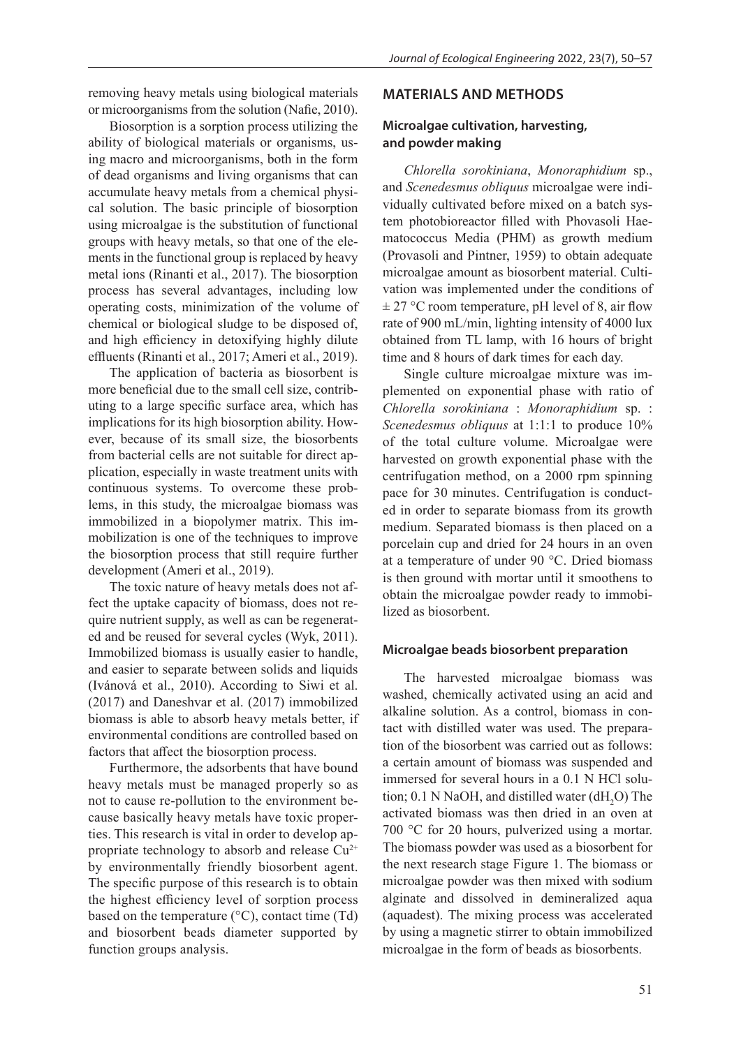removing heavy metals using biological materials or microorganisms from the solution (Nafie, 2010).

Biosorption is a sorption process utilizing the ability of biological materials or organisms, using macro and microorganisms, both in the form of dead organisms and living organisms that can accumulate heavy metals from a chemical physical solution. The basic principle of biosorption using microalgae is the substitution of functional groups with heavy metals, so that one of the elements in the functional group is replaced by heavy metal ions (Rinanti et al., 2017). The biosorption process has several advantages, including low operating costs, minimization of the volume of chemical or biological sludge to be disposed of, and high efficiency in detoxifying highly dilute effluents (Rinanti et al., 2017; Ameri et al., 2019).

The application of bacteria as biosorbent is more beneficial due to the small cell size, contributing to a large specific surface area, which has implications for its high biosorption ability. However, because of its small size, the biosorbents from bacterial cells are not suitable for direct application, especially in waste treatment units with continuous systems. To overcome these problems, in this study, the microalgae biomass was immobilized in a biopolymer matrix. This immobilization is one of the techniques to improve the biosorption process that still require further development (Ameri et al., 2019).

The toxic nature of heavy metals does not affect the uptake capacity of biomass, does not require nutrient supply, as well as can be regenerated and be reused for several cycles (Wyk, 2011). Immobilized biomass is usually easier to handle, and easier to separate between solids and liquids (Ivánová et al., 2010). According to Siwi et al. (2017) and Daneshvar et al. (2017) immobilized biomass is able to absorb heavy metals better, if environmental conditions are controlled based on factors that affect the biosorption process.

Furthermore, the adsorbents that have bound heavy metals must be managed properly so as not to cause re-pollution to the environment because basically heavy metals have toxic properties. This research is vital in order to develop appropriate technology to absorb and release $Cu^{2+}$ by environmentally friendly biosorbent agent. The specific purpose of this research is to obtain the highest efficiency level of sorption process based on the temperature (°C), contact time (Td) and biosorbent beads diameter supported by function groups analysis.

## MATERIALS AND METHODS

### Microalgae cultivation, harvesting, and powder making

*Chlorella sorokiniana*, *Monoraphidium* sp., and *Scenedesmus obliquus* microalgae were individually cultivated before mixed on a batch system photobioreactor filled with Phovasoli Haematococcus Media (PHM) as growth medium (Provasoli and Pintner, 1959) to obtain adequate microalgae amount as biosorbent material. Cultivation was implemented under the conditions of ± 27 °C room temperature, pH level of 8, air flow rate of 900 mL/min, lighting intensity of 4000 lux obtained from TL lamp, with 16 hours of bright time and 8 hours of dark times for each day.

Single culture microalgae mixture was implemented on exponential phase with ratio of *Chlorella sorokiniana* : *Monoraphidium* sp. : *Scenedesmus obliquus* at 1:1:1 to produce 10% of the total culture volume. Microalgae were harvested on growth exponential phase with the centrifugation method, on a 2000 rpm spinning pace for 30 minutes. Centrifugation is conducted in order to separate biomass from its growth medium. Separated biomass is then placed on a porcelain cup and dried for 24 hours in an oven at a temperature of under 90 °C. Dried biomass is then ground with mortar until it smoothens to obtain the microalgae powder ready to immobilized as biosorbent.

### Microalgae beads biosorbent preparation

The harvested microalgae biomass was washed, chemically activated using an acid and alkaline solution. As a control, biomass in contact with distilled water was used. The preparation of the biosorbent was carried out as follows: a certain amount of biomass was suspended and immersed for several hours in a 0.1 N HCl solution; 0.1 N NaOH, and distilled water ($dH_2O$) The activated biomass was then dried in an oven at 700 °C for 20 hours, pulverized using a mortar. The biomass powder was used as a biosorbent for the next research stage Figure 1. The biomass or microalgae powder was then mixed with sodium alginate and dissolved in demineralized aqua (aquadest). The mixing process was accelerated by using a magnetic stirrer to obtain immobilized microalgae in the form of beads as biosorbents.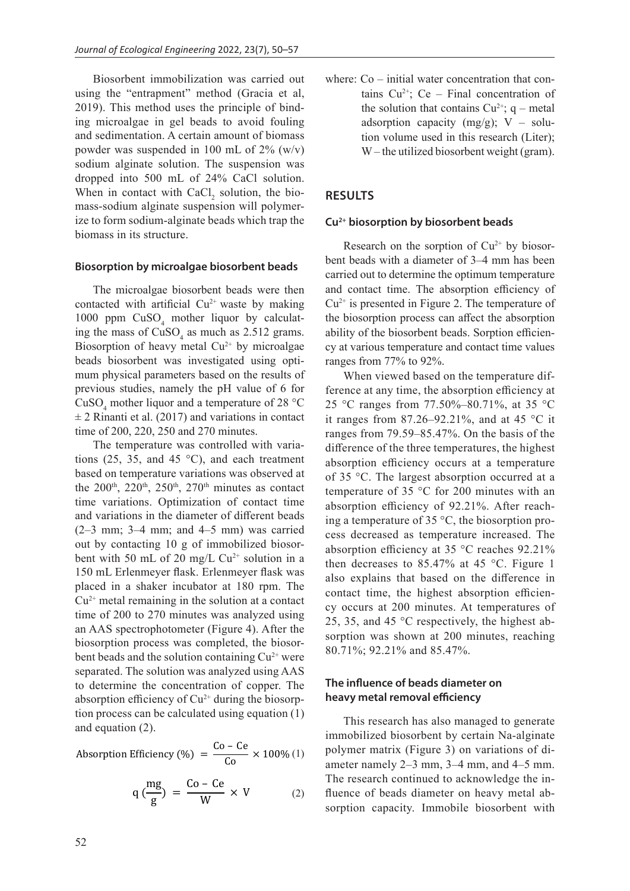Biosorbent immobilization was carried out using the "entrapment" method (Gracia et al, 2019). This method uses the principle of binding microalgae in gel beads to avoid fouling and sedimentation. A certain amount of biomass powder was suspended in 100 mL of 2% (w/v) sodium alginate solution. The suspension was dropped into 500 mL of 24% CaCl solution. When in contact with $CaCl_2$ solution, the biomass-sodium alginate suspension will polymerize to form sodium-alginate beads which trap the biomass in its structure.

### Biosorption by microalgae biosorbent beads

The microalgae biosorbent beads were then contacted with artificial $Cu^{2+}$ waste by making 1000 ppm $CuSO_4$ mother liquor by calculating the mass of $CuSO_4$ as much as 2.512 grams. Biosorption of heavy metal $Cu^{2+}$ by microalgae beads biosorbent was investigated using optimum physical parameters based on the results of previous studies, namely the pH value of 6 for $CuSO_4$ mother liquor and a temperature of 28 °C ± 2 Rinanti et al. (2017) and variations in contact time of 200, 220, 250 and 270 minutes.

The temperature was controlled with variations (25, 35, and 45 °C), and each treatment based on temperature variations was observed at the 200th, 220th, 250th, 270th minutes as contact time variations. Optimization of contact time and variations in the diameter of different beads (2–3 mm; 3–4 mm; and 4–5 mm) was carried out by contacting 10 g of immobilized biosorbent with 50 mL of 20 mg/L $Cu^{2+}$ solution in a 150 mL Erlenmeyer flask. Erlenmeyer flask was placed in a shaker incubator at 180 rpm. The $Cu^{2+}$ metal remaining in the solution at a contact time of 200 to 270 minutes was analyzed using an AAS spectrophotometer (Figure 4). After the biosorption process was completed, the biosorbent beads and the solution containing $Cu^{2+}$ were separated. The solution was analyzed using AAS to determine the concentration of copper. The absorption efficiency of $Cu^{2+}$ during the biosorption process can be calculated using equation (1) and equation (2).

$$\text{Absorption Efficiency (\%)} = \frac{\text{Co} - \text{Ce}}{\text{Co}} \times 100\% \quad (1)$$

$$q\left(\frac{\text{mg}}{\text{g}}\right) = \frac{\text{Co} - \text{Ce}}{\text{W}} \times \text{V} \quad (2)$$

where: Co – initial water concentration that contains $Cu^{2+}$; Ce – Final concentration of the solution that contains $Cu^{2+}$; q – metal adsorption capacity (mg/g); V – solution volume used in this research (Liter); W – the utilized biosorbent weight (gram).

## RESULTS

### $Cu^{2+}$ biosorption by biosorbent beads

Research on the sorption of $Cu^{2+}$ by biosorbent beads with a diameter of 3–4 mm has been carried out to determine the optimum temperature and contact time. The absorption efficiency of $Cu^{2+}$ is presented in Figure 2. The temperature of the biosorption process can affect the absorption ability of the biosorbent beads. Sorption efficiency at various temperature and contact time values ranges from 77% to 92%.

When viewed based on the temperature difference at any time, the absorption efficiency at 25 °C ranges from 77.50%–80.71%, at 35 °C it ranges from 87.26–92.21%, and at 45 °C it ranges from 79.59–85.47%. On the basis of the difference of the three temperatures, the highest absorption efficiency occurs at a temperature of 35 °C. The largest absorption occurred at a temperature of 35 °C for 200 minutes with an absorption efficiency of 92.21%. After reaching a temperature of 35 °C, the biosorption process decreased as temperature increased. The absorption efficiency at 35 °C reaches 92.21% then decreases to 85.47% at 45 °C. Figure 1 also explains that based on the difference in contact time, the highest absorption efficiency occurs at 200 minutes. At temperatures of 25, 35, and 45 °C respectively, the highest absorption was shown at 200 minutes, reaching 80.71%; 92.21% and 85.47%.

### The influence of beads diameter on heavy metal removal efficiency

This research has also managed to generate immobilized biosorbent by certain Na-alginate polymer matrix (Figure 3) on variations of diameter namely 2–3 mm, 3–4 mm, and 4–5 mm. The research continued to acknowledge the influence of beads diameter on heavy metal absorption capacity. Immobile biosorbent with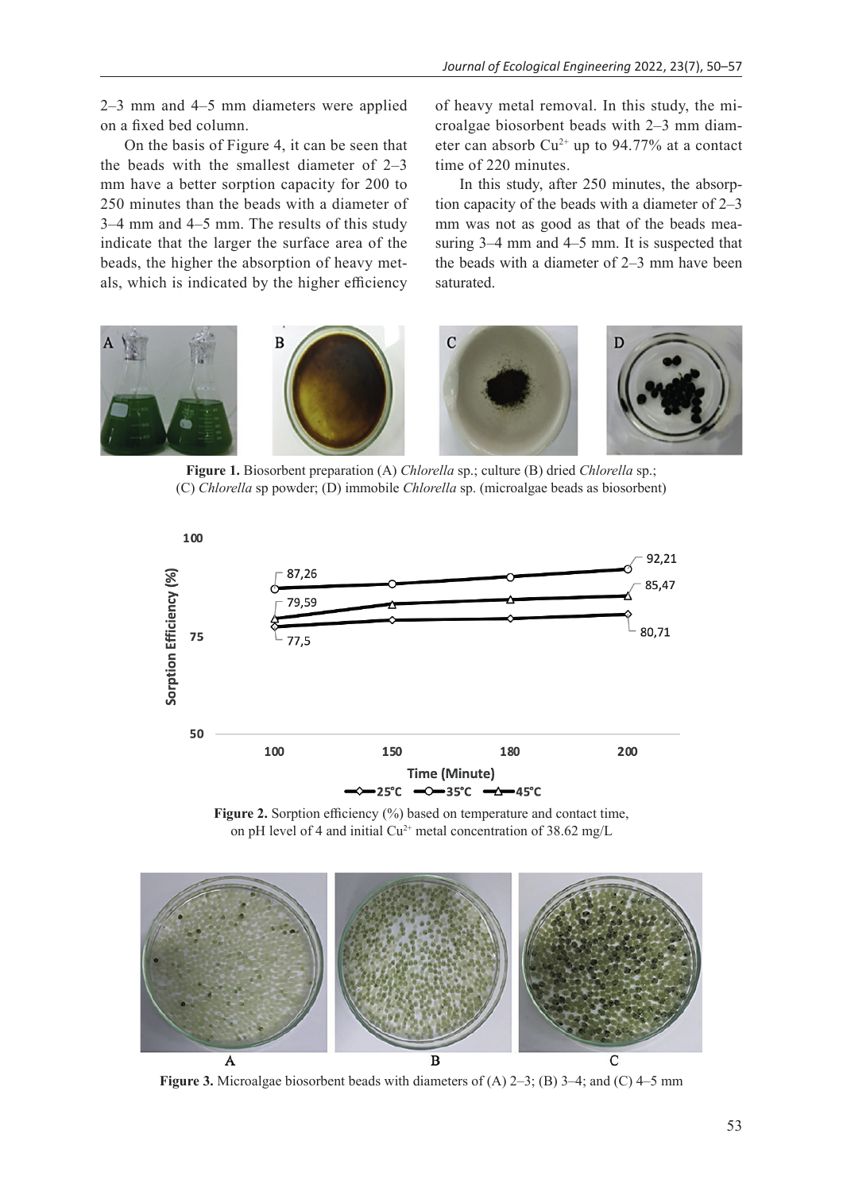2–3 mm and 4–5 mm diameters were applied on a fixed bed column.

On the basis of Figure 4, it can be seen that the beads with the smallest diameter of 2–3 mm have a better sorption capacity for 200 to 250 minutes than the beads with a diameter of 3–4 mm and 4–5 mm. The results of this study indicate that the larger the surface area of the beads, the higher the absorption of heavy metals, which is indicated by the higher efficiency of heavy metal removal. In this study, the microalgae biosorbent beads with 2–3 mm diameter can absorb $Cu^{2+}$ up to 94.77% at a contact time of 220 minutes.

In this study, after 250 minutes, the absorption capacity of the beads with a diameter of 2–3 mm was not as good as that of the beads measuring 3–4 mm and 4–5 mm. It is suspected that the beads with a diameter of 2–3 mm have been saturated.

**Figure 1.** Biosorbent preparation (A) *Chlorella* sp.; culture (B) dried *Chlorella* sp.; (C) *Chlorella* sp powder; (D) immobile *Chlorella* sp. (microalgae beads as biosorbent)

**Figure 2.** Sorption efficiency (%) based on temperature and contact time, on pH level of 4 and initial $Cu^{2+}$ metal concentration of 38.62 mg/L

**Figure 3.** Microalgae biosorbent beads with diameters of (A) 2–3; (B) 3–4; and (C) 4–5 mm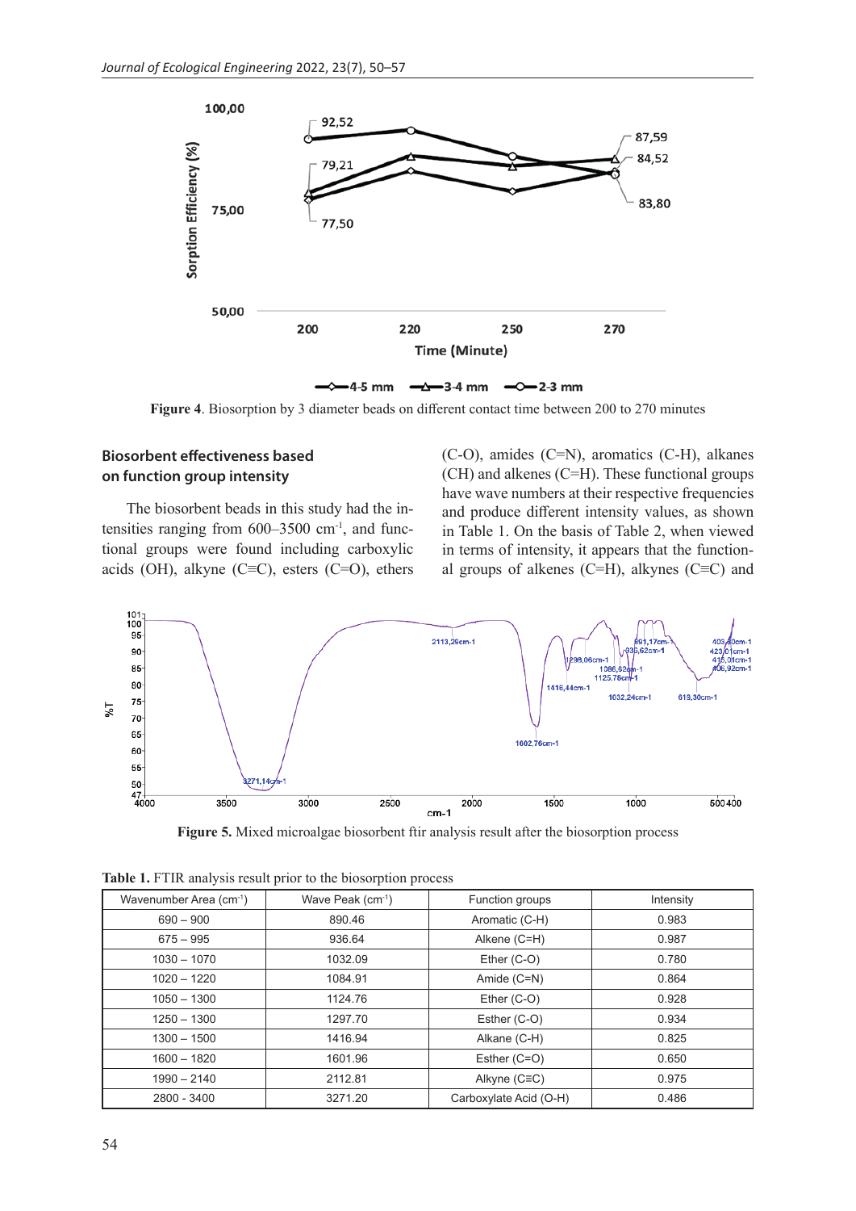**Figure 4**. Biosorption by 3 diameter beads on different contact time between 200 to 270 minutes

## Biosorbent effectiveness based on function group intensity

The biosorbent beads in this study had the intensities ranging from 600–3500 cm$^{-1}$, and functional groups were found including carboxylic acids (OH), alkyne (C≡C), esters (C=O), ethers (C-O), amides (C=N), aromatics (C-H), alkanes (CH) and alkenes (C=H). These functional groups have wave numbers at their respective frequencies and produce different intensity values, as shown in Table 1. On the basis of Table 2, when viewed in terms of intensity, it appears that the functional groups of alkenes (C=H), alkynes (C≡C) and

**Figure 5.** Mixed microalgae biosorbent ftir analysis result after the biosorption process

**Table 1.** FTIR analysis result prior to the biosorption process

| Wavenumber Area (cm$^{-1}$) | Wave Peak (cm$^{-1}$) | Function groups | Intensity |
|---|---|---|---|
| 690 – 900 | 890.46 | Aromatic (C-H) | 0.983 |
| 675 – 995 | 936.64 | Alkene (C=H) | 0.987 |
| 1030 – 1070 | 1032.09 | Ether (C-O) | 0.780 |
| 1020 – 1220 | 1084.91 | Amide (C=N) | 0.864 |
| 1050 – 1300 | 1124.76 | Ether (C-O) | 0.928 |
| 1250 – 1300 | 1297.70 | Esther (C-O) | 0.934 |
| 1300 – 1500 | 1416.94 | Alkane (C-H) | 0.825 |
| 1600 – 1820 | 1601.96 | Esther (C=O) | 0.650 |
| 1990 – 2140 | 2112.81 | Alkyne (C≡C) | 0.975 |
| 2800 - 3400 | 3271.20 | Carboxylate Acid (O-H) | 0.486 |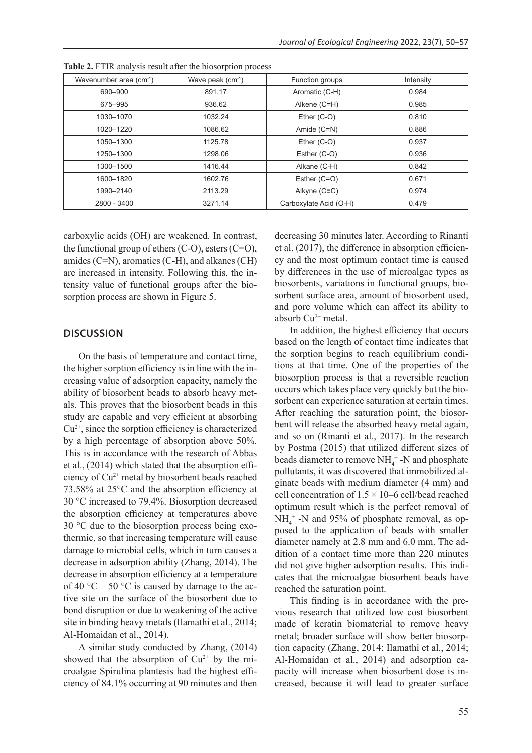**Table 2.** FTIR analysis result after the biosorption process

| Wavenumber area (cm$^{-1}$) | Wave peak (cm$^{-1}$) | Function groups | Intensity |
|---|---|---|---|
| 690–900 | 891.17 | Aromatic (C-H) | 0.984 |
| 675–995 | 936.62 | Alkene (C=H) | 0.985 |
| 1030–1070 | 1032.24 | Ether (C-O) | 0.810 |
| 1020–1220 | 1086.62 | Amide (C=N) | 0.886 |
| 1050–1300 | 1125.78 | Ether (C-O) | 0.937 |
| 1250–1300 | 1298.06 | Esther (C-O) | 0.936 |
| 1300–1500 | 1416.44 | Alkane (C-H) | 0.842 |
| 1600–1820 | 1602.76 | Esther (C=O) | 0.671 |
| 1990–2140 | 2113.29 | Alkyne (C≡C) | 0.974 |
| 2800 - 3400 | 3271.14 | Carboxylate Acid (O-H) | 0.479 |

carboxylic acids (OH) are weakened. In contrast, the functional group of ethers (C-O), esters (C=O), amides (C=N), aromatics (C-H), and alkanes (CH) are increased in intensity. Following this, the intensity value of functional groups after the biosorption process are shown in Figure 5.

## DISCUSSION

On the basis of temperature and contact time, the higher sorption efficiency is in line with the increasing value of adsorption capacity, namely the ability of biosorbent beads to absorb heavy metals. This proves that the biosorbent beads in this study are capable and very efficient at absorbing $Cu^{2+}$, since the sorption efficiency is characterized by a high percentage of absorption above 50%. This is in accordance with the research of Abbas et al., (2014) which stated that the absorption efficiency of $Cu^{2+}$ metal by biosorbent beads reached 73.58% at 25°C and the absorption efficiency at 30 °C increased to 79.4%. Biosorption decreased the absorption efficiency at temperatures above 30 °C due to the biosorption process being exothermic, so that increasing temperature will cause damage to microbial cells, which in turn causes a decrease in adsorption ability (Zhang, 2014). The decrease in absorption efficiency at a temperature of 40 °C – 50 °C is caused by damage to the active site on the surface of the biosorbent due to bond disruption or due to weakening of the active site in binding heavy metals (Ilamathi et al., 2014; Al-Homaidan et al., 2014).

A similar study conducted by Zhang, (2014) showed that the absorption of $Cu^{2+}$ by the microalgae Spirulina plantesis had the highest efficiency of 84.1% occurring at 90 minutes and then decreasing 30 minutes later. According to Rinanti et al. (2017), the difference in absorption efficiency and the most optimum contact time is caused by differences in the use of microalgae types as biosorbents, variations in functional groups, biosorbent surface area, amount of biosorbent used, and pore volume which can affect its ability to absorb $Cu^{2+}$ metal.

In addition, the highest efficiency that occurs based on the length of contact time indicates that the sorption begins to reach equilibrium conditions at that time. One of the properties of the biosorption process is that a reversible reaction occurs which takes place very quickly but the biosorbent can experience saturation at certain times. After reaching the saturation point, the biosorbent will release the absorbed heavy metal again, and so on (Rinanti et al., 2017). In the research by Postma (2015) that utilized different sizes of beads diameter to remove $NH_4^+$ -N and phosphate pollutants, it was discovered that immobilized alginate beads with medium diameter (4 mm) and cell concentration of $1.5 \times 10$–6 cell/bead reached optimum result which is the perfect removal of $NH_4^+$ -N and 95% of phosphate removal, as opposed to the application of beads with smaller diameter namely at 2.8 mm and 6.0 mm. The addition of a contact time more than 220 minutes did not give higher adsorption results. This indicates that the microalgae biosorbent beads have reached the saturation point.

This finding is in accordance with the previous research that utilized low cost biosorbent made of keratin biomaterial to remove heavy metal; broader surface will show better biosorption capacity (Zhang, 2014; Ilamathi et al., 2014; Al-Homaidan et al., 2014) and adsorption capacity will increase when biosorbent dose is increased, because it will lead to greater surface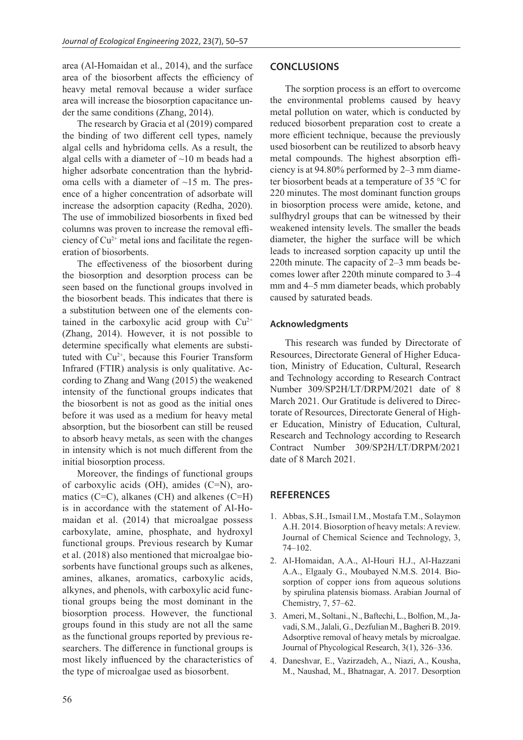area (Al-Homaidan et al., 2014), and the surface area of the biosorbent affects the efficiency of heavy metal removal because a wider surface area will increase the biosorption capacitance under the same conditions (Zhang, 2014).

The research by Gracia et al (2019) compared the binding of two different cell types, namely algal cells and hybridoma cells. As a result, the algal cells with a diameter of ~10 m beads had a higher adsorbate concentration than the hybridoma cells with a diameter of ~15 m. The presence of a higher concentration of adsorbate will increase the adsorption capacity (Redha, 2020). The use of immobilized biosorbents in fixed bed columns was proven to increase the removal efficiency of $Cu^{2+}$ metal ions and facilitate the regeneration of biosorbents.

The effectiveness of the biosorbent during the biosorption and desorption process can be seen based on the functional groups involved in the biosorbent beads. This indicates that there is a substitution between one of the elements contained in the carboxylic acid group with $Cu^{2+}$ (Zhang, 2014). However, it is not possible to determine specifically what elements are substituted with $Cu^{2+}$, because this Fourier Transform Infrared (FTIR) analysis is only qualitative. According to Zhang and Wang (2015) the weakened intensity of the functional groups indicates that the biosorbent is not as good as the initial ones before it was used as a medium for heavy metal absorption, but the biosorbent can still be reused to absorb heavy metals, as seen with the changes in intensity which is not much different from the initial biosorption process.

Moreover, the findings of functional groups of carboxylic acids (OH), amides (C=N), aromatics (C=C), alkanes (CH) and alkenes (C=H) is in accordance with the statement of Al-Homaidan et al. (2014) that microalgae possess carboxylate, amine, phosphate, and hydroxyl functional groups. Previous research by Kumar et al. (2018) also mentioned that microalgae biosorbents have functional groups such as alkenes, amines, alkanes, aromatics, carboxylic acids, alkynes, and phenols, with carboxylic acid functional groups being the most dominant in the biosorption process. However, the functional groups found in this study are not all the same as the functional groups reported by previous researchers. The difference in functional groups is most likely influenced by the characteristics of the type of microalgae used as biosorbent.

## CONCLUSIONS

The sorption process is an effort to overcome the environmental problems caused by heavy metal pollution on water, which is conducted by reduced biosorbent preparation cost to create a more efficient technique, because the previously used biosorbent can be reutilized to absorb heavy metal compounds. The highest absorption efficiency is at 94.80% performed by 2–3 mm diameter biosorbent beads at a temperature of 35 °C for 220 minutes. The most dominant function groups in biosorption process were amide, ketone, and sulfhydryl groups that can be witnessed by their weakened intensity levels. The smaller the beads diameter, the higher the surface will be which leads to increased sorption capacity up until the 220th minute. The capacity of 2–3 mm beads becomes lower after 220th minute compared to 3–4 mm and 4–5 mm diameter beads, which probably caused by saturated beads.

### Acknowledgments

This research was funded by Directorate of Resources, Directorate General of Higher Education, Ministry of Education, Cultural, Research and Technology according to Research Contract Number 309/SP2H/LT/DRPM/2021 date of 8 March 2021. Our Gratitude is delivered to Directorate of Resources, Directorate General of Higher Education, Ministry of Education, Cultural, Research and Technology according to Research Contract Number 309/SP2H/LT/DRPM/2021 date of 8 March 2021.

## REFERENCES

1. Abbas, S.H., Ismail I.M., Mostafa T.M., Solaymon A.H. 2014. Biosorption of heavy metals: A review. Journal of Chemical Science and Technology, 3, 74–102.
2. Al-Homaidan, A.A., Al-Houri H.J., Al-Hazzani A.A., Elgaaly G., Moubayed N.M.S. 2014. Biosorption of copper ions from aqueous solutions by spirulina platensis biomass. Arabian Journal of Chemistry, 7, 57–62.
3. Ameri, M., Soltani., N., Baftechi, L., Bolfion, M., Javadi, S.M., Jalali, G., Dezfulian M., Bagheri B. 2019. Adsorptive removal of heavy metals by microalgae. Journal of Phycological Research, 3(1), 326–336.
4. Daneshvar, E., Vazirzadeh, A., Niazi, A., Kousha, M., Naushad, M., Bhatnagar, A. 2017. Desorption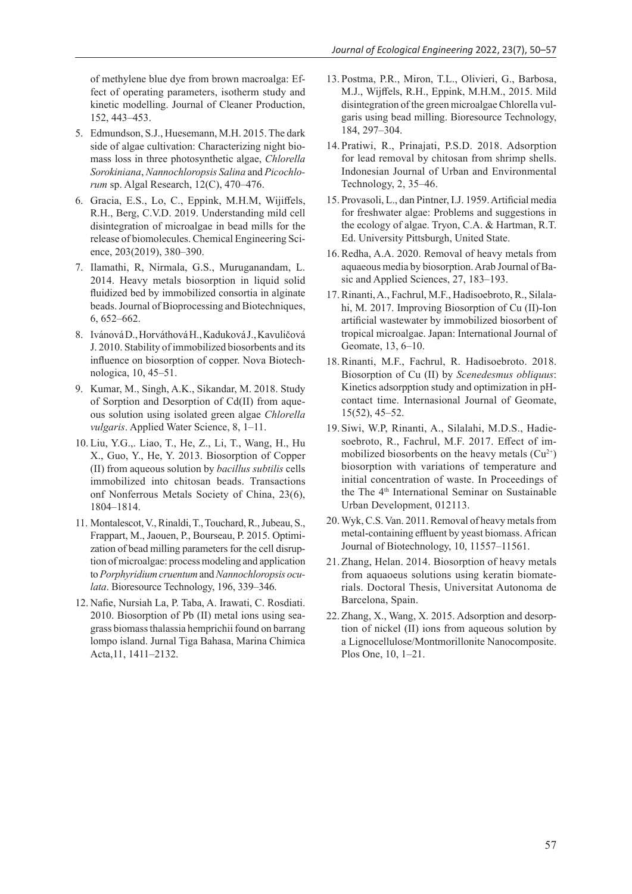of methylene blue dye from brown macroalga: Effect of operating parameters, isotherm study and kinetic modelling. Journal of Cleaner Production, 152, 443–453.

5. Edmundson, S.J., Huesemann, M.H. 2015. The dark side of algae cultivation: Characterizing night biomass loss in three photosynthetic algae, *Chlorella Sorokiniana*, *Nannochloropsis Salina* and *Picochlorum* sp. Algal Research, 12(C), 470–476.
6. Gracia, E.S., Lo, C., Eppink, M.H.M, Wijiffels, R.H., Berg, C.V.D. 2019. Understanding mild cell disintegration of microalgae in bead mills for the release of biomolecules. Chemical Engineering Science, 203(2019), 380–390.
7. Ilamathi, R, Nirmala, G.S., Muruganandam, L. 2014. Heavy metals biosorption in liquid solid fluidized bed by immobilized consortia in alginate beads. Journal of Bioprocessing and Biotechniques, 6, 652–662.
8. Ivánová D., Horváthová H., Kaduková J., Kavuličová J. 2010. Stability of immobilized biosorbents and its influence on biosorption of copper. Nova Biotechnologica, 10, 45–51.
9. Kumar, M., Singh, A.K., Sikandar, M. 2018. Study of Sorption and Desorption of Cd(II) from aqueous solution using isolated green algae *Chlorella vulgaris*. Applied Water Science, 8, 1–11.
10. Liu, Y.G.,. Liao, T., He, Z., Li, T., Wang, H., Hu X., Guo, Y., He, Y. 2013. Biosorption of Copper (II) from aqueous solution by *bacillus subtilis* cells immobilized into chitosan beads. Transactions onf Nonferrous Metals Society of China, 23(6), 1804–1814.
11. Montalescot, V., Rinaldi, T., Touchard, R., Jubeau, S., Frappart, M., Jaouen, P., Bourseau, P. 2015. Optimization of bead milling parameters for the cell disruption of microalgae: process modeling and application to *Porphyridium cruentum* and *Nannochloropsis oculata*. Bioresource Technology, 196, 339–346.
12. Nafie, Nursiah La, P. Taba, A. Irawati, C. Rosdiati. 2010. Biosorption of Pb (II) metal ions using seagrass biomass thalassia hemprichii found on barrang lompo island. Jurnal Tiga Bahasa, Marina Chimica Acta,11, 1411–2132.
13. Postma, P.R., Miron, T.L., Olivieri, G., Barbosa, M.J., Wijffels, R.H., Eppink, M.H.M., 2015. Mild disintegration of the green microalgae Chlorella vulgaris using bead milling. Bioresource Technology, 184, 297–304.
14. Pratiwi, R., Prinajati, P.S.D. 2018. Adsorption for lead removal by chitosan from shrimp shells. Indonesian Journal of Urban and Environmental Technology, 2, 35–46.
15. Provasoli, L., dan Pintner, I.J. 1959. Artificial media for freshwater algae: Problems and suggestions in the ecology of algae. Tryon, C.A. & Hartman, R.T. Ed. University Pittsburgh, United State.
16. Redha, A.A. 2020. Removal of heavy metals from aqueous media by biosorption. Arab Journal of Basic and Applied Sciences, 27, 183–193.
17. Rinanti, A., Fachrul, M.F., Hadisoebroto, R., Silalahi, M. 2017. Improving Biosorption of Cu (II)-Ion artificial wastewater by immobilized biosorbent of tropical microalgae. Japan: International Journal of Geomate, 13, 6–10.
18. Rinanti, M.F., Fachrul, R. Hadisoebroto. 2018. Biosorption of Cu (II) by *Scenedesmus obliquus*: Kinetics adsorpption study and optimization in pH-contact time. Internasional Journal of Geomate, 15(52), 45–52.
19. Siwi, W.P, Rinanti, A., Silalahi, M.D.S., Hadiesoebroto, R., Fachrul, M.F. 2017. Effect of immobilized biosorbents on the heavy metals ($Cu^{2+}$) biosorption with variations of temperature and initial concentration of waste. In Proceedings of the The 4th International Seminar on Sustainable Urban Development, 012113.
20. Wyk, C.S. Van. 2011. Removal of heavy metals from metal-containing effluent by yeast biomass. African Journal of Biotechnology, 10, 11557–11561.
21. Zhang, Helan. 2014. Biosorption of heavy metals from aquaoeus solutions using keratin biomaterials. Doctoral Thesis, Universitat Autonoma de Barcelona, Spain.
22. Zhang, X., Wang, X. 2015. Adsorption and desorption of nickel (II) ions from aqueous solution by a Lignocellulose/Montmorillonite Nanocomposite. Plos One, 10, 1–21.